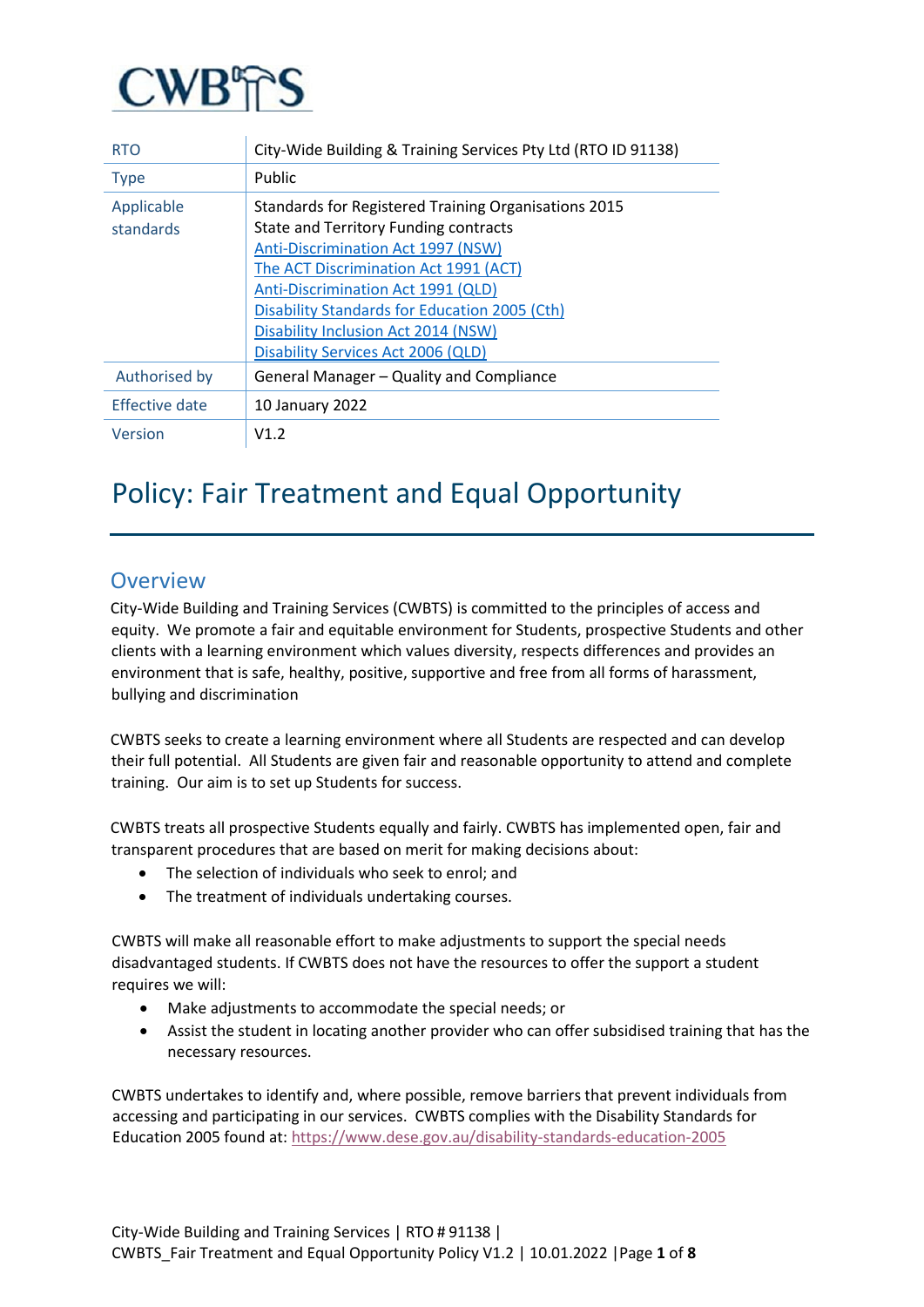CWBTS

| RTO | City-Wide Building & Training Services Pty Ltd (RTO ID 91138) |
| --- | --- |
| Type | Public |
| Applicable standards | Standards for Registered Training Organisations 2015<br>State and Territory Funding contracts<br>Anti-Discrimination Act 1997 (NSW)<br>The ACT Discrimination Act 1991 (ACT)<br>Anti-Discrimination Act 1991 (QLD)<br>Disability Standards for Education 2005 (Cth)<br>Disability Inclusion Act 2014 (NSW)<br>Disability Services Act 2006 (QLD) |
| Authorised by | General Manager – Quality and Compliance |
| Effective date | 10 January 2022 |
| Version | V1.2 |

# Policy: Fair Treatment and Equal Opportunity

## Overview

City-Wide Building and Training Services (CWBTS) is committed to the principles of access and equity. We promote a fair and equitable environment for Students, prospective Students and other clients with a learning environment which values diversity, respects differences and provides an environment that is safe, healthy, positive, supportive and free from all forms of harassment, bullying and discrimination

CWBTS seeks to create a learning environment where all Students are respected and can develop their full potential. All Students are given fair and reasonable opportunity to attend and complete training. Our aim is to set up Students for success.

CWBTS treats all prospective Students equally and fairly. CWBTS has implemented open, fair and transparent procedures that are based on merit for making decisions about:

- The selection of individuals who seek to enrol; and
- The treatment of individuals undertaking courses.

CWBTS will make all reasonable effort to make adjustments to support the special needs disadvantaged students. If CWBTS does not have the resources to offer the support a student requires we will:

- Make adjustments to accommodate the special needs; or
- Assist the student in locating another provider who can offer subsidised training that has the necessary resources.

CWBTS undertakes to identify and, where possible, remove barriers that prevent individuals from accessing and participating in our services. CWBTS complies with the Disability Standards for Education 2005 found at: https://www.dese.gov.au/disability-standards-education-2005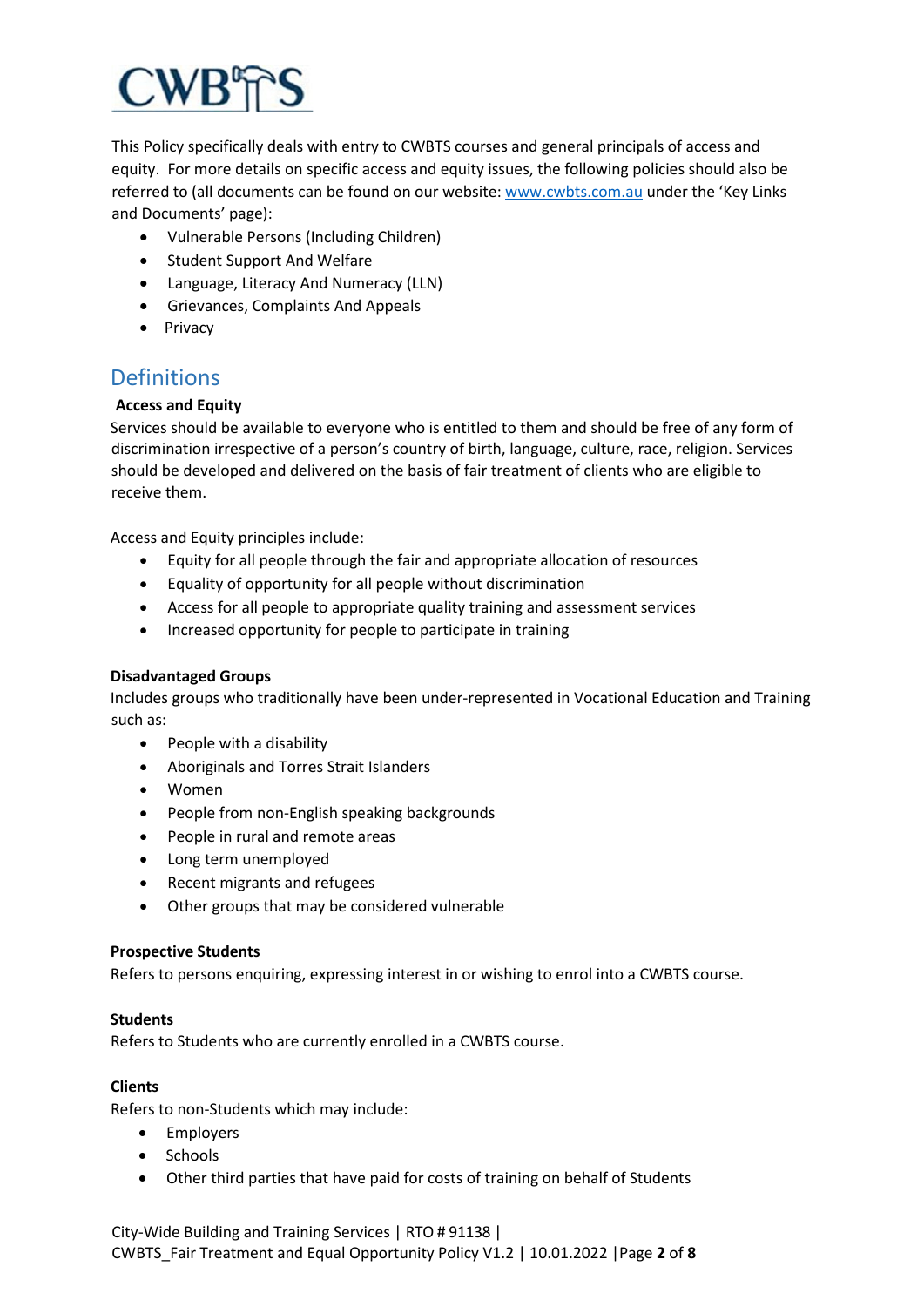This Policy specifically deals with entry to CWBTS courses and general principals of access and equity. For more details on specific access and equity issues, the following policies should also be referred to (all documents can be found on our website: [www.cwbts.com.au](http://www.cwbts.com.au) under the 'Key Links and Documents' page):

- Vulnerable Persons (Including Children)
- Student Support And Welfare
- Language, Literacy And Numeracy (LLN)
- Grievances, Complaints And Appeals
- Privacy

## Definitions

**Access and Equity**

Services should be available to everyone who is entitled to them and should be free of any form of discrimination irrespective of a person's country of birth, language, culture, race, religion. Services should be developed and delivered on the basis of fair treatment of clients who are eligible to receive them.

Access and Equity principles include:

- Equity for all people through the fair and appropriate allocation of resources
- Equality of opportunity for all people without discrimination
- Access for all people to appropriate quality training and assessment services
- Increased opportunity for people to participate in training

**Disadvantaged Groups**

Includes groups who traditionally have been under-represented in Vocational Education and Training such as:

- People with a disability
- Aboriginals and Torres Strait Islanders
- Women
- People from non-English speaking backgrounds
- People in rural and remote areas
- Long term unemployed
- Recent migrants and refugees
- Other groups that may be considered vulnerable

**Prospective Students**

Refers to persons enquiring, expressing interest in or wishing to enrol into a CWBTS course.

**Students**

Refers to Students who are currently enrolled in a CWBTS course.

**Clients**

Refers to non-Students which may include:

- Employers
- Schools
- Other third parties that have paid for costs of training on behalf of Students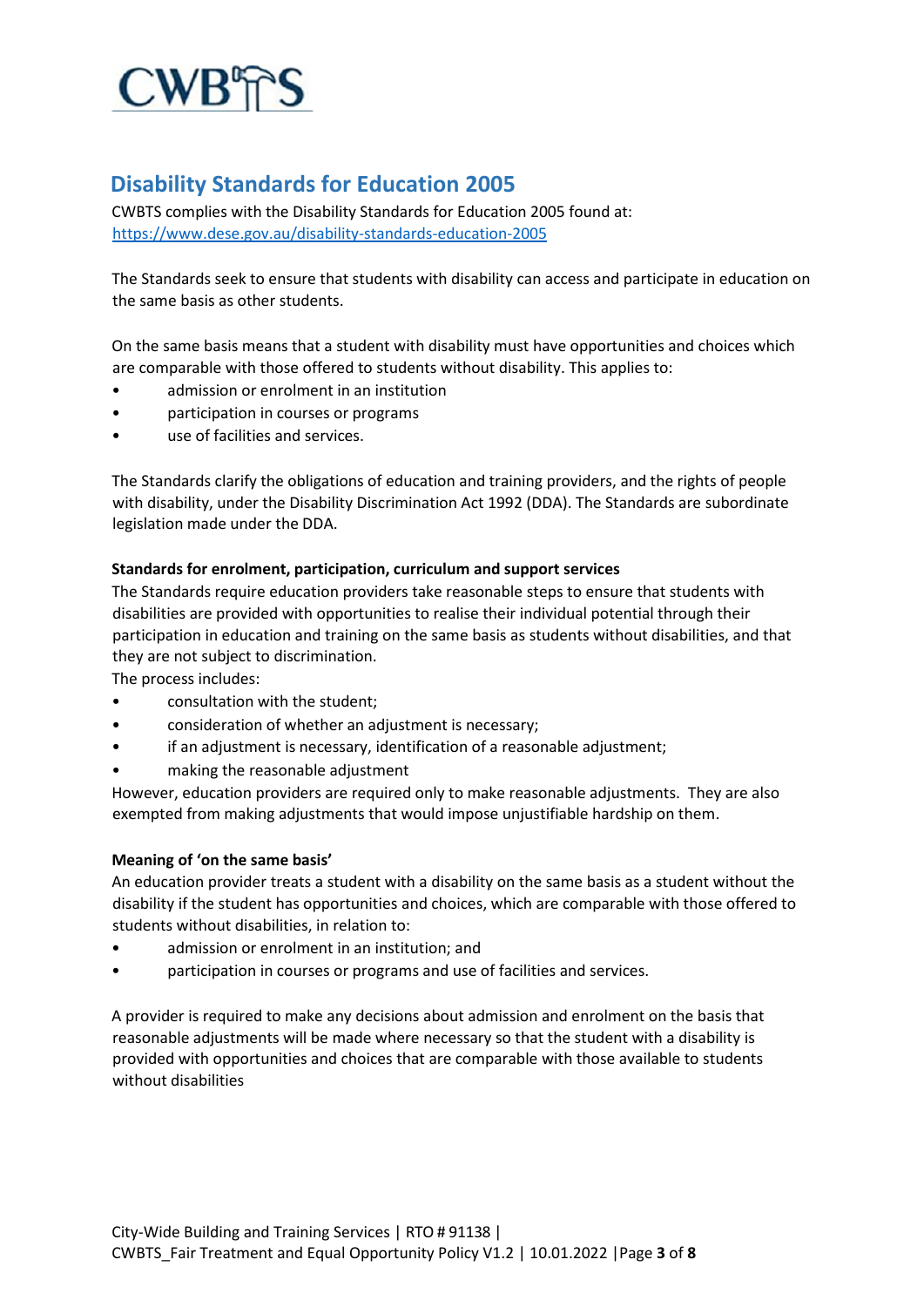## Disability Standards for Education 2005

CWBTS complies with the Disability Standards for Education 2005 found at: https://www.dese.gov.au/disability-standards-education-2005

The Standards seek to ensure that students with disability can access and participate in education on the same basis as other students.

On the same basis means that a student with disability must have opportunities and choices which are comparable with those offered to students without disability. This applies to:

- admission or enrolment in an institution
- participation in courses or programs
- use of facilities and services.

The Standards clarify the obligations of education and training providers, and the rights of people with disability, under the Disability Discrimination Act 1992 (DDA). The Standards are subordinate legislation made under the DDA.

**Standards for enrolment, participation, curriculum and support services**

The Standards require education providers take reasonable steps to ensure that students with disabilities are provided with opportunities to realise their individual potential through their participation in education and training on the same basis as students without disabilities, and that they are not subject to discrimination.

The process includes:

- consultation with the student;
- consideration of whether an adjustment is necessary;
- if an adjustment is necessary, identification of a reasonable adjustment;
- making the reasonable adjustment

However, education providers are required only to make reasonable adjustments. They are also exempted from making adjustments that would impose unjustifiable hardship on them.

**Meaning of 'on the same basis'**

An education provider treats a student with a disability on the same basis as a student without the disability if the student has opportunities and choices, which are comparable with those offered to students without disabilities, in relation to:

- admission or enrolment in an institution; and
- participation in courses or programs and use of facilities and services.

A provider is required to make any decisions about admission and enrolment on the basis that reasonable adjustments will be made where necessary so that the student with a disability is provided with opportunities and choices that are comparable with those available to students without disabilities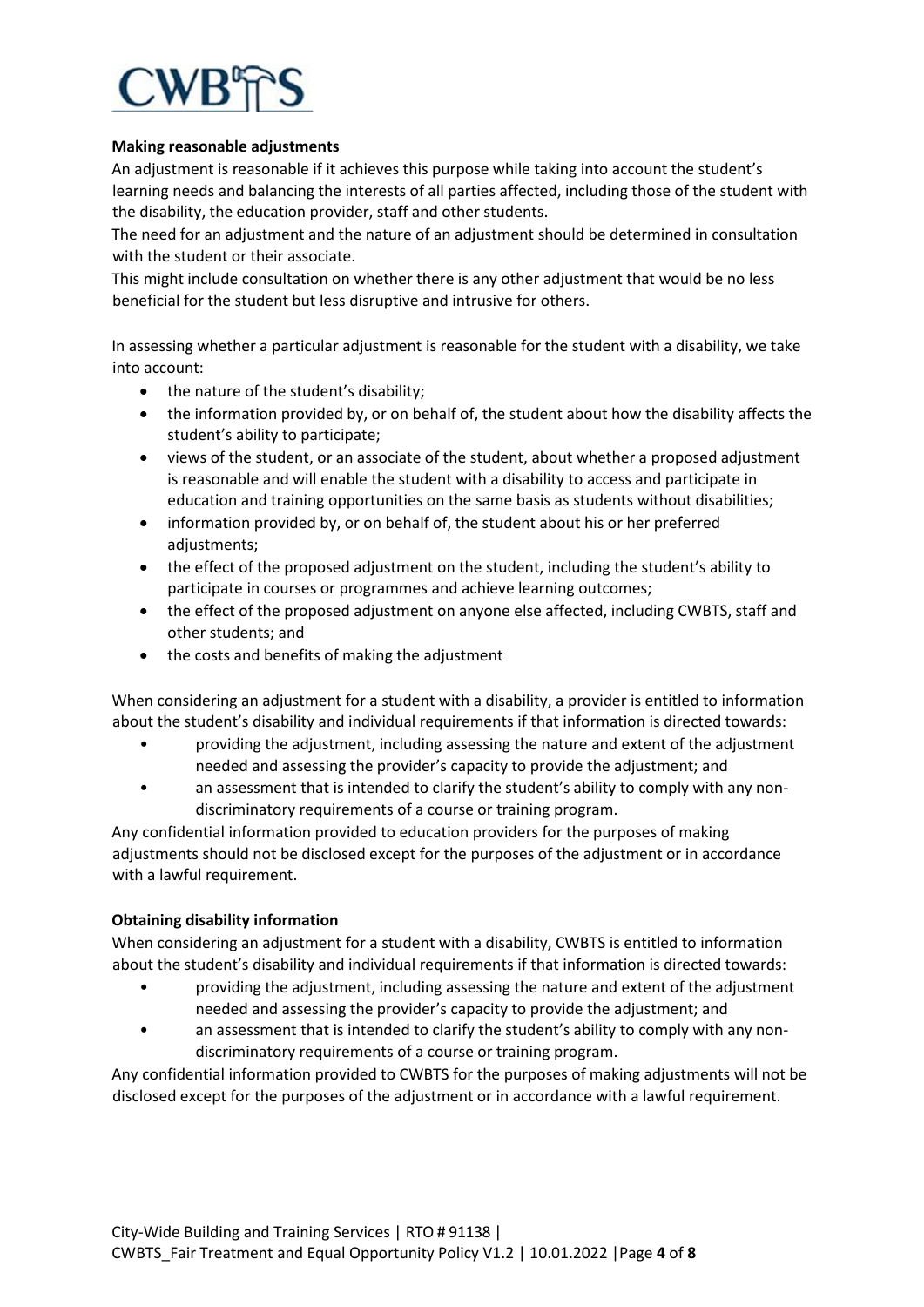**Making reasonable adjustments**

An adjustment is reasonable if it achieves this purpose while taking into account the student's learning needs and balancing the interests of all parties affected, including those of the student with the disability, the education provider, staff and other students.

The need for an adjustment and the nature of an adjustment should be determined in consultation with the student or their associate.

This might include consultation on whether there is any other adjustment that would be no less beneficial for the student but less disruptive and intrusive for others.

In assessing whether a particular adjustment is reasonable for the student with a disability, we take into account:

- the nature of the student's disability;
- the information provided by, or on behalf of, the student about how the disability affects the student's ability to participate;
- views of the student, or an associate of the student, about whether a proposed adjustment is reasonable and will enable the student with a disability to access and participate in education and training opportunities on the same basis as students without disabilities;
- information provided by, or on behalf of, the student about his or her preferred adjustments;
- the effect of the proposed adjustment on the student, including the student's ability to participate in courses or programmes and achieve learning outcomes;
- the effect of the proposed adjustment on anyone else affected, including CWBTS, staff and other students; and
- the costs and benefits of making the adjustment

When considering an adjustment for a student with a disability, a provider is entitled to information about the student's disability and individual requirements if that information is directed towards:

- providing the adjustment, including assessing the nature and extent of the adjustment needed and assessing the provider's capacity to provide the adjustment; and
- an assessment that is intended to clarify the student's ability to comply with any non-discriminatory requirements of a course or training program.

Any confidential information provided to education providers for the purposes of making adjustments should not be disclosed except for the purposes of the adjustment or in accordance with a lawful requirement.

**Obtaining disability information**

When considering an adjustment for a student with a disability, CWBTS is entitled to information about the student's disability and individual requirements if that information is directed towards:

- providing the adjustment, including assessing the nature and extent of the adjustment needed and assessing the provider's capacity to provide the adjustment; and
- an assessment that is intended to clarify the student's ability to comply with any non-discriminatory requirements of a course or training program.

Any confidential information provided to CWBTS for the purposes of making adjustments will not be disclosed except for the purposes of the adjustment or in accordance with a lawful requirement.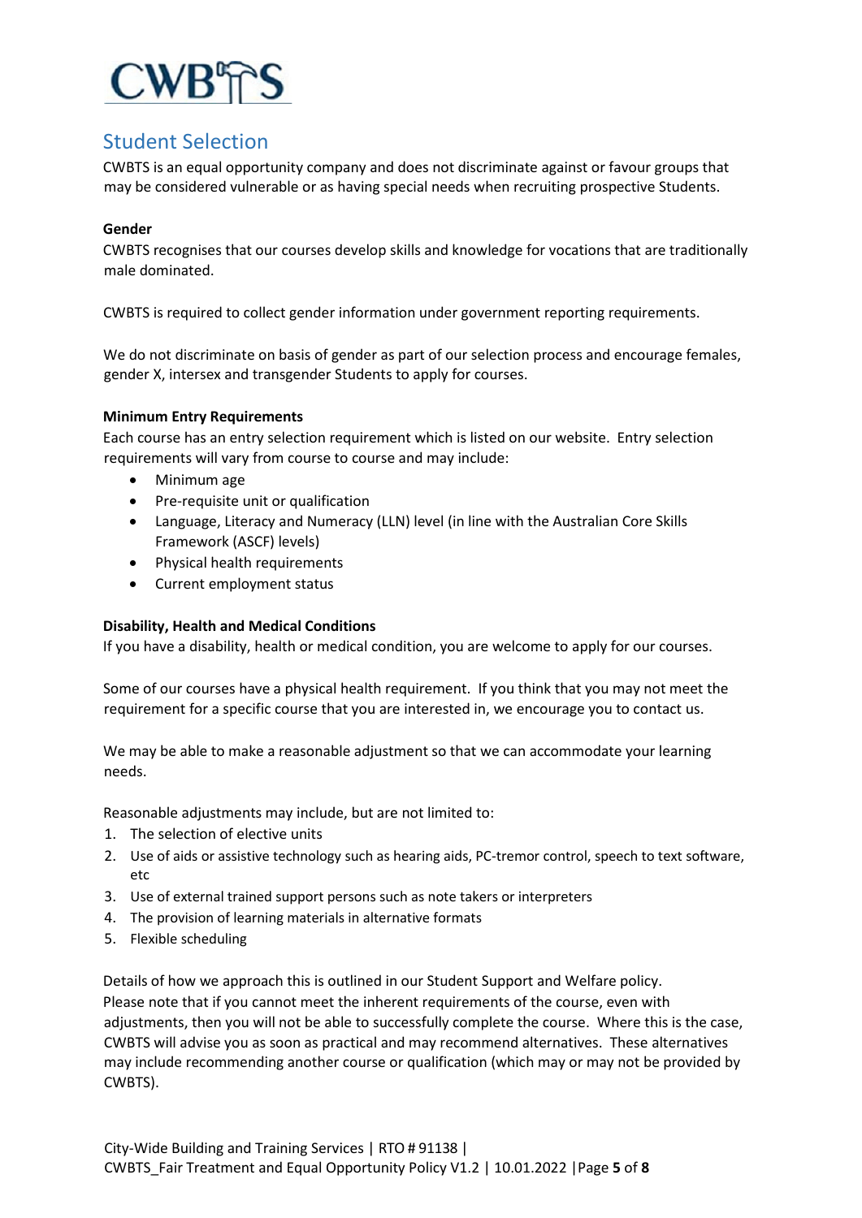## Student Selection

CWBTS is an equal opportunity company and does not discriminate against or favour groups that may be considered vulnerable or as having special needs when recruiting prospective Students.

**Gender**

CWBTS recognises that our courses develop skills and knowledge for vocations that are traditionally male dominated.

CWBTS is required to collect gender information under government reporting requirements.

We do not discriminate on basis of gender as part of our selection process and encourage females, gender X, intersex and transgender Students to apply for courses.

**Minimum Entry Requirements**

Each course has an entry selection requirement which is listed on our website. Entry selection requirements will vary from course to course and may include:

- Minimum age
- Pre-requisite unit or qualification
- Language, Literacy and Numeracy (LLN) level (in line with the Australian Core Skills Framework (ASCF) levels)
- Physical health requirements
- Current employment status

**Disability, Health and Medical Conditions**

If you have a disability, health or medical condition, you are welcome to apply for our courses.

Some of our courses have a physical health requirement. If you think that you may not meet the requirement for a specific course that you are interested in, we encourage you to contact us.

We may be able to make a reasonable adjustment so that we can accommodate your learning needs.

Reasonable adjustments may include, but are not limited to:

1. The selection of elective units
2. Use of aids or assistive technology such as hearing aids, PC-tremor control, speech to text software, etc
3. Use of external trained support persons such as note takers or interpreters
4. The provision of learning materials in alternative formats
5. Flexible scheduling

Details of how we approach this is outlined in our Student Support and Welfare policy.
Please note that if you cannot meet the inherent requirements of the course, even with adjustments, then you will not be able to successfully complete the course. Where this is the case, CWBTS will advise you as soon as practical and may recommend alternatives. These alternatives may include recommending another course or qualification (which may or may not be provided by CWBTS).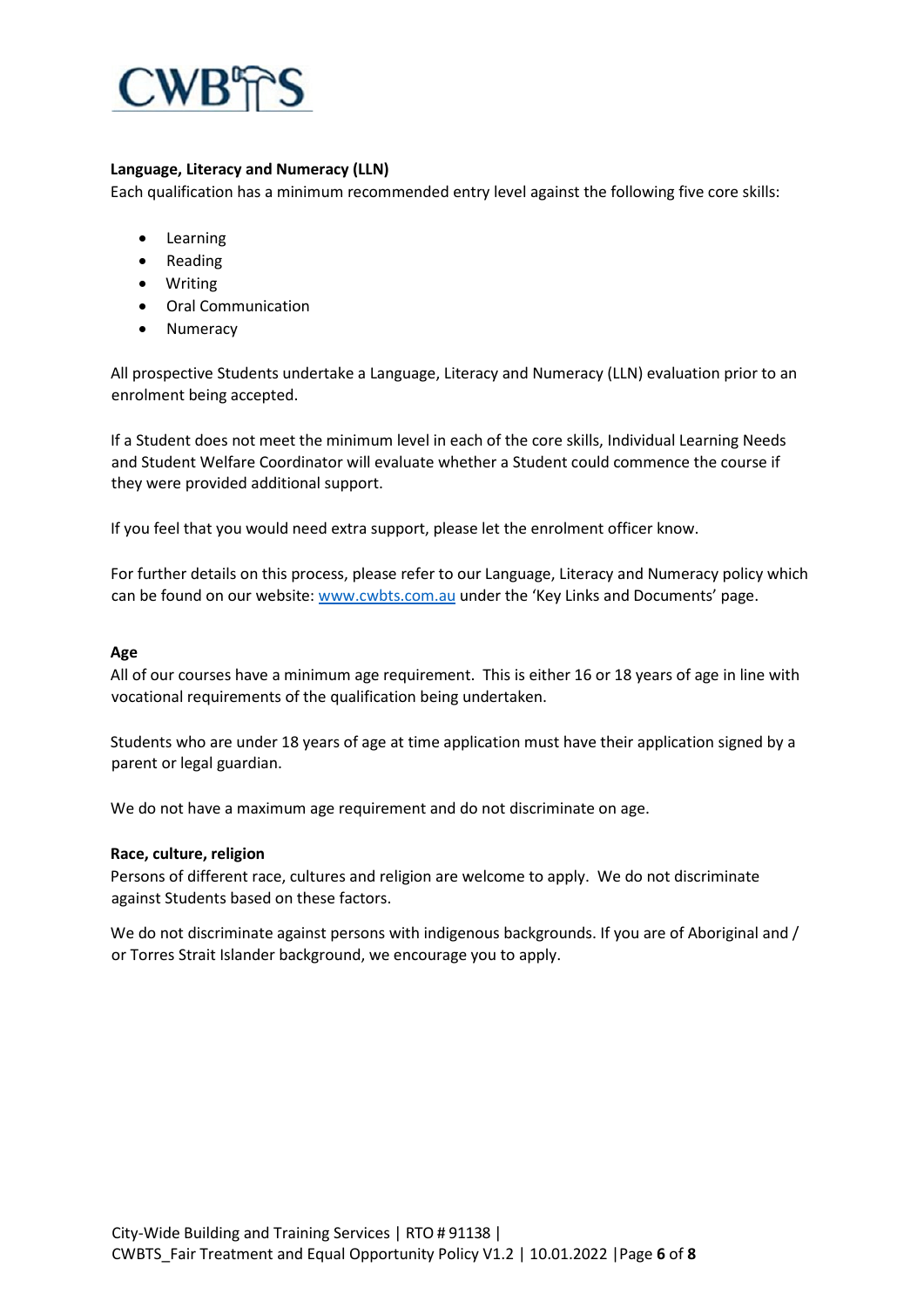**Language, Literacy and Numeracy (LLN)**

Each qualification has a minimum recommended entry level against the following five core skills:

- Learning
- Reading
- Writing
- Oral Communication
- Numeracy

All prospective Students undertake a Language, Literacy and Numeracy (LLN) evaluation prior to an enrolment being accepted.

If a Student does not meet the minimum level in each of the core skills, Individual Learning Needs and Student Welfare Coordinator will evaluate whether a Student could commence the course if they were provided additional support.

If you feel that you would need extra support, please let the enrolment officer know.

For further details on this process, please refer to our Language, Literacy and Numeracy policy which can be found on our website: [www.cwbts.com.au](http://www.cwbts.com.au) under the 'Key Links and Documents' page.

**Age**

All of our courses have a minimum age requirement. This is either 16 or 18 years of age in line with vocational requirements of the qualification being undertaken.

Students who are under 18 years of age at time application must have their application signed by a parent or legal guardian.

We do not have a maximum age requirement and do not discriminate on age.

**Race, culture, religion**

Persons of different race, cultures and religion are welcome to apply. We do not discriminate against Students based on these factors.

We do not discriminate against persons with indigenous backgrounds. If you are of Aboriginal and / or Torres Strait Islander background, we encourage you to apply.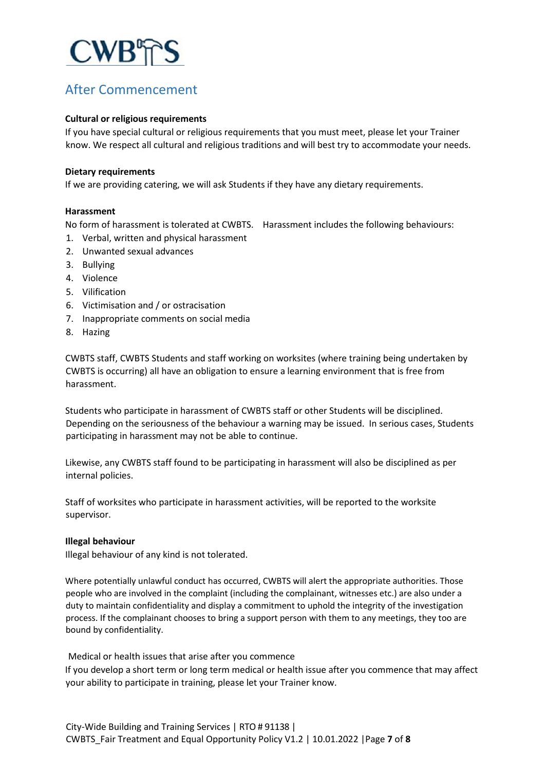## After Commencement

**Cultural or religious requirements**

If you have special cultural or religious requirements that you must meet, please let your Trainer know. We respect all cultural and religious traditions and will best try to accommodate your needs.

**Dietary requirements**

If we are providing catering, we will ask Students if they have any dietary requirements.

**Harassment**

No form of harassment is tolerated at CWBTS. Harassment includes the following behaviours:

1. Verbal, written and physical harassment
2. Unwanted sexual advances
3. Bullying
4. Violence
5. Vilification
6. Victimisation and / or ostracisation
7. Inappropriate comments on social media
8. Hazing

CWBTS staff, CWBTS Students and staff working on worksites (where training being undertaken by CWBTS is occurring) all have an obligation to ensure a learning environment that is free from harassment.

Students who participate in harassment of CWBTS staff or other Students will be disciplined. Depending on the seriousness of the behaviour a warning may be issued. In serious cases, Students participating in harassment may not be able to continue.

Likewise, any CWBTS staff found to be participating in harassment will also be disciplined as per internal policies.

Staff of worksites who participate in harassment activities, will be reported to the worksite supervisor.

**Illegal behaviour**

Illegal behaviour of any kind is not tolerated.

Where potentially unlawful conduct has occurred, CWBTS will alert the appropriate authorities. Those people who are involved in the complaint (including the complainant, witnesses etc.) are also under a duty to maintain confidentiality and display a commitment to uphold the integrity of the investigation process. If the complainant chooses to bring a support person with them to any meetings, they too are bound by confidentiality.

Medical or health issues that arise after you commence

If you develop a short term or long term medical or health issue after you commence that may affect your ability to participate in training, please let your Trainer know.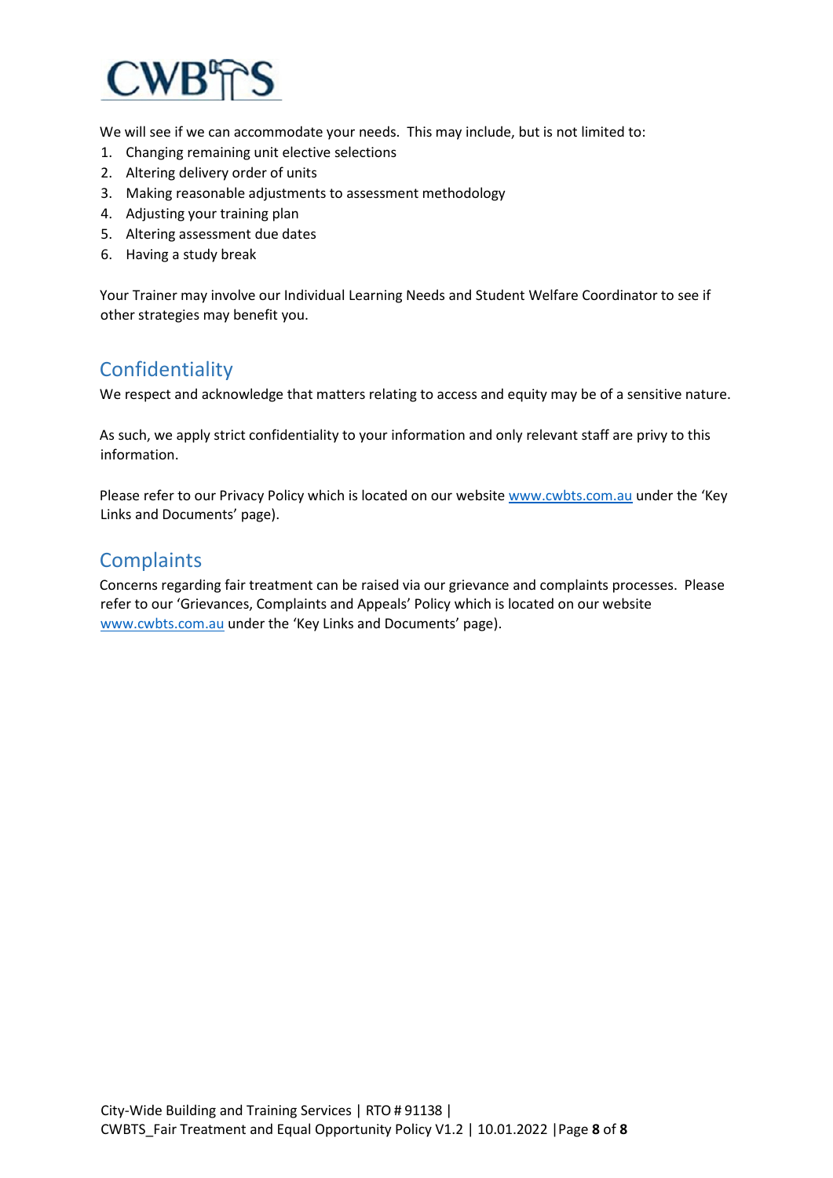We will see if we can accommodate your needs. This may include, but is not limited to:

1. Changing remaining unit elective selections
2. Altering delivery order of units
3. Making reasonable adjustments to assessment methodology
4. Adjusting your training plan
5. Altering assessment due dates
6. Having a study break

Your Trainer may involve our Individual Learning Needs and Student Welfare Coordinator to see if other strategies may benefit you.

## Confidentiality

We respect and acknowledge that matters relating to access and equity may be of a sensitive nature.

As such, we apply strict confidentiality to your information and only relevant staff are privy to this information.

Please refer to our Privacy Policy which is located on our website www.cwbts.com.au under the 'Key Links and Documents' page).

## Complaints

Concerns regarding fair treatment can be raised via our grievance and complaints processes. Please refer to our 'Grievances, Complaints and Appeals' Policy which is located on our website www.cwbts.com.au under the 'Key Links and Documents' page).